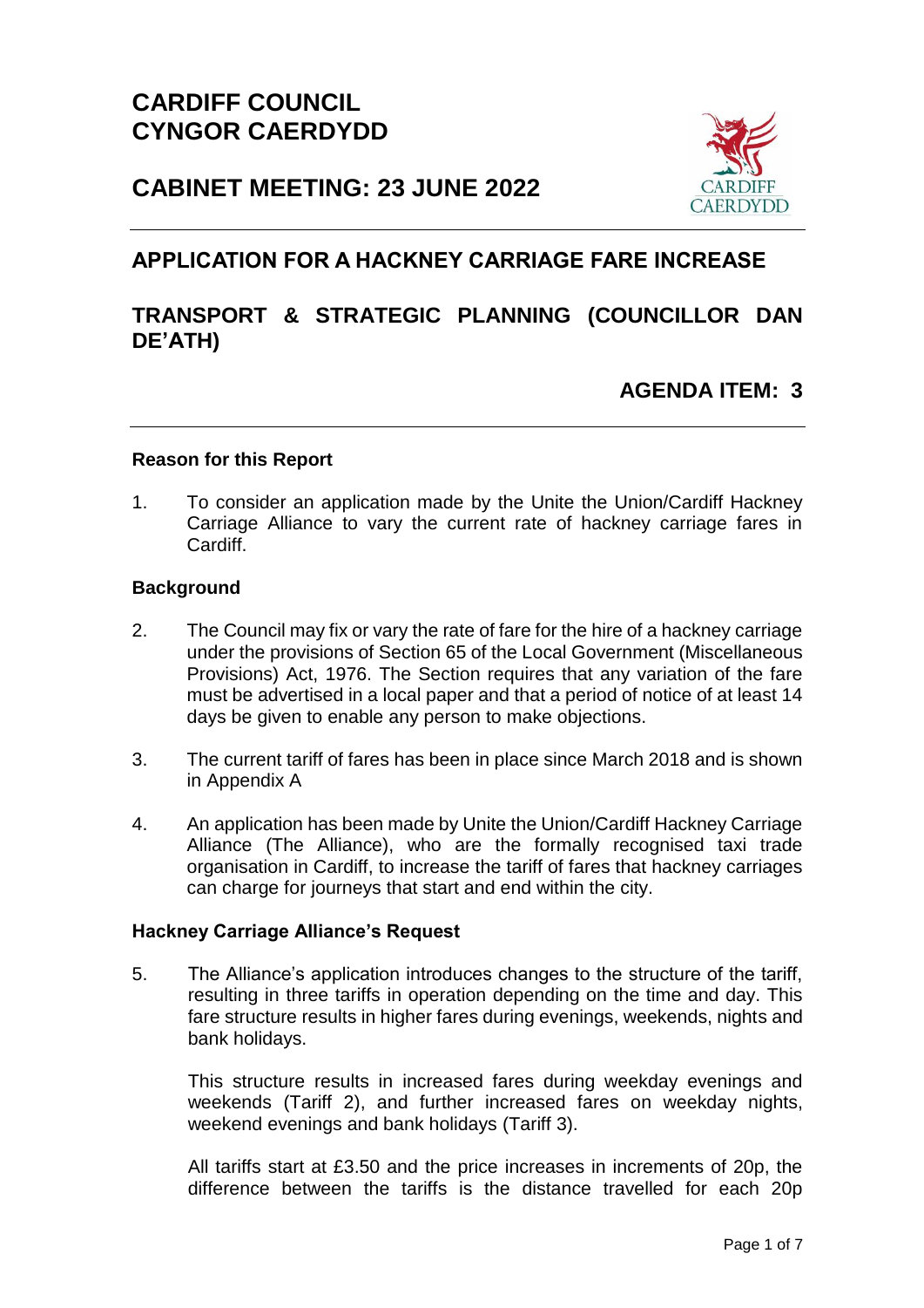# CARDIFF COUNCIL
# CYNGOR CAERDYDD

## CABINET MEETING: 23 JUNE 2022

## APPLICATION FOR A HACKNEY CARRIAGE FARE INCREASE

## TRANSPORT & STRATEGIC PLANNING (COUNCILLOR DAN DE'ATH)

## AGENDA ITEM: 3

**Reason for this Report**

1. To consider an application made by the Unite the Union/Cardiff Hackney Carriage Alliance to vary the current rate of hackney carriage fares in Cardiff.

**Background**

2. The Council may fix or vary the rate of fare for the hire of a hackney carriage under the provisions of Section 65 of the Local Government (Miscellaneous Provisions) Act, 1976. The Section requires that any variation of the fare must be advertised in a local paper and that a period of notice of at least 14 days be given to enable any person to make objections.

3. The current tariff of fares has been in place since March 2018 and is shown in Appendix A

4. An application has been made by Unite the Union/Cardiff Hackney Carriage Alliance (The Alliance), who are the formally recognised taxi trade organisation in Cardiff, to increase the tariff of fares that hackney carriages can charge for journeys that start and end within the city.

**Hackney Carriage Alliance's Request**

5. The Alliance's application introduces changes to the structure of the tariff, resulting in three tariffs in operation depending on the time and day. This fare structure results in higher fares during evenings, weekends, nights and bank holidays.

   This structure results in increased fares during weekday evenings and weekends (Tariff 2), and further increased fares on weekday nights, weekend evenings and bank holidays (Tariff 3).

   All tariffs start at £3.50 and the price increases in increments of 20p, the difference between the tariffs is the distance travelled for each 20p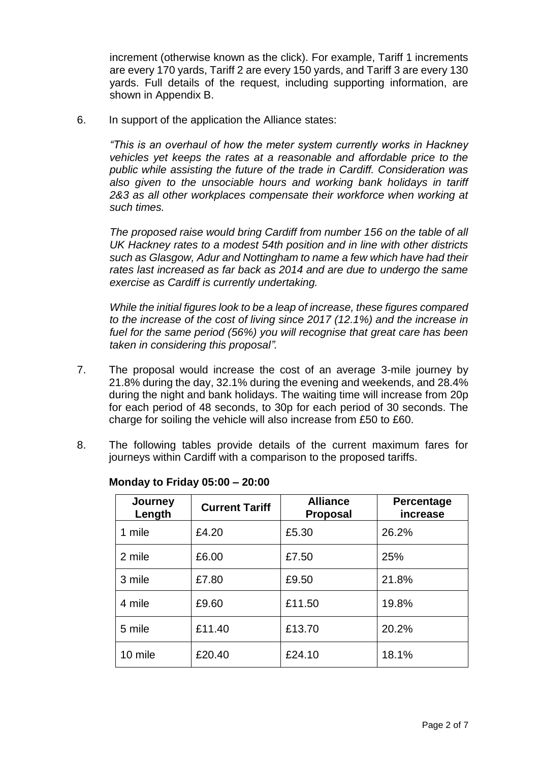increment (otherwise known as the click). For example, Tariff 1 increments are every 170 yards, Tariff 2 are every 150 yards, and Tariff 3 are every 130 yards. Full details of the request, including supporting information, are shown in Appendix B.

6. In support of the application the Alliance states:

   *"This is an overhaul of how the meter system currently works in Hackney vehicles yet keeps the rates at a reasonable and affordable price to the public while assisting the future of the trade in Cardiff. Consideration was also given to the unsociable hours and working bank holidays in tariff 2&3 as all other workplaces compensate their workforce when working at such times.*

   *The proposed raise would bring Cardiff from number 156 on the table of all UK Hackney rates to a modest 54th position and in line with other districts such as Glasgow, Adur and Nottingham to name a few which have had their rates last increased as far back as 2014 and are due to undergo the same exercise as Cardiff is currently undertaking.*

   *While the initial figures look to be a leap of increase, these figures compared to the increase of the cost of living since 2017 (12.1%) and the increase in fuel for the same period (56%) you will recognise that great care has been taken in considering this proposal".*

7. The proposal would increase the cost of an average 3-mile journey by 21.8% during the day, 32.1% during the evening and weekends, and 28.4% during the night and bank holidays. The waiting time will increase from 20p for each period of 48 seconds, to 30p for each period of 30 seconds. The charge for soiling the vehicle will also increase from £50 to £60.

8. The following tables provide details of the current maximum fares for journeys within Cardiff with a comparison to the proposed tariffs.

**Monday to Friday 05:00 – 20:00**

| Journey Length | Current Tariff | Alliance Proposal | Percentage increase |
|---|---|---|---|
| 1 mile | £4.20 | £5.30 | 26.2% |
| 2 mile | £6.00 | £7.50 | 25% |
| 3 mile | £7.80 | £9.50 | 21.8% |
| 4 mile | £9.60 | £11.50 | 19.8% |
| 5 mile | £11.40 | £13.70 | 20.2% |
| 10 mile | £20.40 | £24.10 | 18.1% |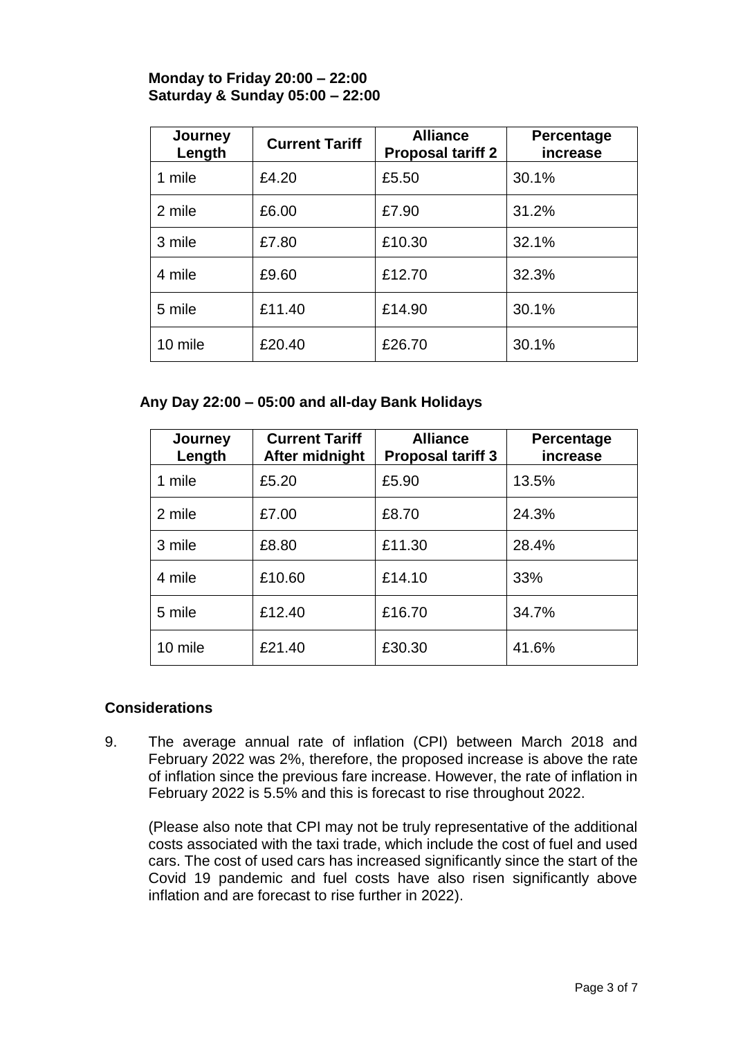**Monday to Friday 20:00 – 22:00**
**Saturday & Sunday 05:00 – 22:00**

| Journey Length | Current Tariff | Alliance Proposal tariff 2 | Percentage increase |
|---|---|---|---|
| 1 mile | £4.20 | £5.50 | 30.1% |
| 2 mile | £6.00 | £7.90 | 31.2% |
| 3 mile | £7.80 | £10.30 | 32.1% |
| 4 mile | £9.60 | £12.70 | 32.3% |
| 5 mile | £11.40 | £14.90 | 30.1% |
| 10 mile | £20.40 | £26.70 | 30.1% |

**Any Day 22:00 – 05:00 and all-day Bank Holidays**

| Journey Length | Current Tariff After midnight | Alliance Proposal tariff 3 | Percentage increase |
|---|---|---|---|
| 1 mile | £5.20 | £5.90 | 13.5% |
| 2 mile | £7.00 | £8.70 | 24.3% |
| 3 mile | £8.80 | £11.30 | 28.4% |
| 4 mile | £10.60 | £14.10 | 33% |
| 5 mile | £12.40 | £16.70 | 34.7% |
| 10 mile | £21.40 | £30.30 | 41.6% |

## Considerations

9. The average annual rate of inflation (CPI) between March 2018 and February 2022 was 2%, therefore, the proposed increase is above the rate of inflation since the previous fare increase. However, the rate of inflation in February 2022 is 5.5% and this is forecast to rise throughout 2022.

   (Please also note that CPI may not be truly representative of the additional costs associated with the taxi trade, which include the cost of fuel and used cars. The cost of used cars has increased significantly since the start of the Covid 19 pandemic and fuel costs have also risen significantly above inflation and are forecast to rise further in 2022).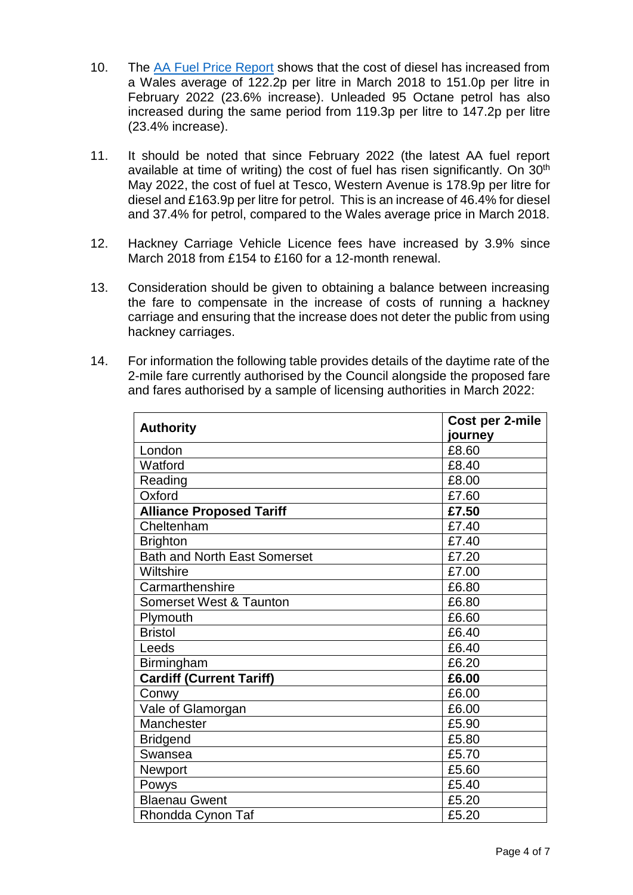10. The [AA Fuel Price Report](AA Fuel Price Report) shows that the cost of diesel has increased from a Wales average of 122.2p per litre in March 2018 to 151.0p per litre in February 2022 (23.6% increase). Unleaded 95 Octane petrol has also increased during the same period from 119.3p per litre to 147.2p per litre (23.4% increase).

11. It should be noted that since February 2022 (the latest AA fuel report available at time of writing) the cost of fuel has risen significantly. On 30th May 2022, the cost of fuel at Tesco, Western Avenue is 178.9p per litre for diesel and £163.9p per litre for petrol. This is an increase of 46.4% for diesel and 37.4% for petrol, compared to the Wales average price in March 2018.

12. Hackney Carriage Vehicle Licence fees have increased by 3.9% since March 2018 from £154 to £160 for a 12-month renewal.

13. Consideration should be given to obtaining a balance between increasing the fare to compensate in the increase of costs of running a hackney carriage and ensuring that the increase does not deter the public from using hackney carriages.

14. For information the following table provides details of the daytime rate of the 2-mile fare currently authorised by the Council alongside the proposed fare and fares authorised by a sample of licensing authorities in March 2022:

| **Authority** | **Cost per 2-mile journey** |
|---|---|
| London | £8.60 |
| Watford | £8.40 |
| Reading | £8.00 |
| Oxford | £7.60 |
| **Alliance Proposed Tariff** | **£7.50** |
| Cheltenham | £7.40 |
| Brighton | £7.40 |
| Bath and North East Somerset | £7.20 |
| Wiltshire | £7.00 |
| Carmarthenshire | £6.80 |
| Somerset West & Taunton | £6.80 |
| Plymouth | £6.60 |
| Bristol | £6.40 |
| Leeds | £6.40 |
| Birmingham | £6.20 |
| **Cardiff (Current Tariff)** | **£6.00** |
| Conwy | £6.00 |
| Vale of Glamorgan | £6.00 |
| Manchester | £5.90 |
| Bridgend | £5.80 |
| Swansea | £5.70 |
| Newport | £5.60 |
| Powys | £5.40 |
| Blaenau Gwent | £5.20 |
| Rhondda Cynon Taf | £5.20 |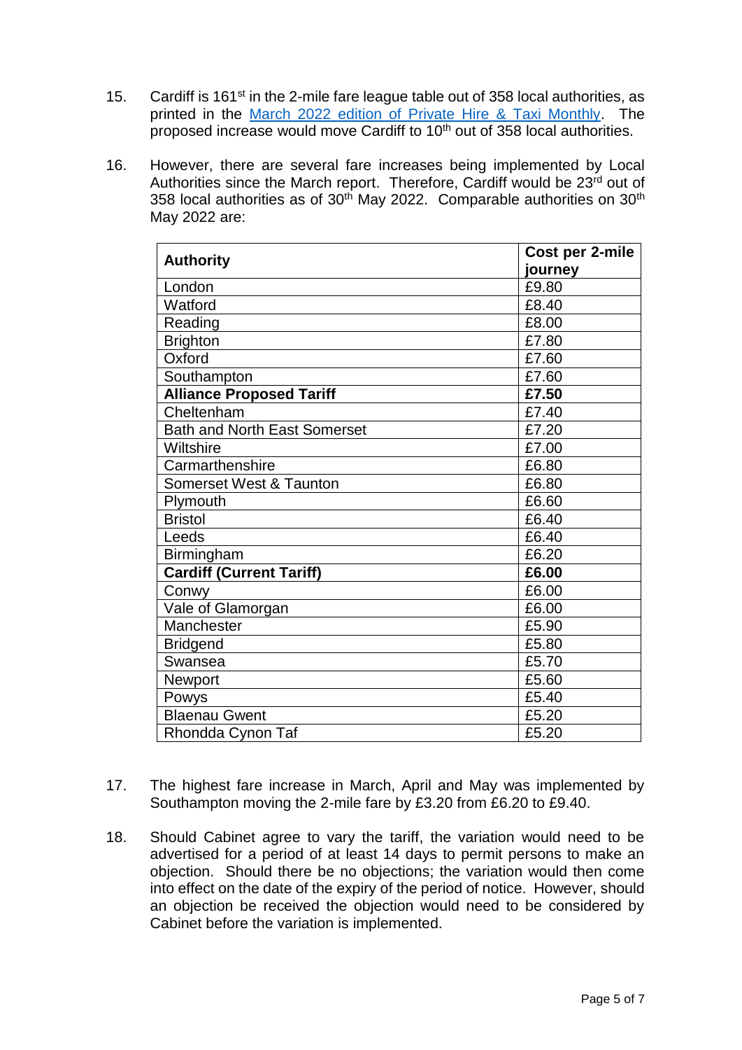15. Cardiff is 161st in the 2-mile fare league table out of 358 local authorities, as printed in the [March 2022 edition of Private Hire & Taxi Monthly](). The proposed increase would move Cardiff to 10th out of 358 local authorities.

16. However, there are several fare increases being implemented by Local Authorities since the March report. Therefore, Cardiff would be 23rd out of 358 local authorities as of 30th May 2022. Comparable authorities on 30th May 2022 are:

| Authority | Cost per 2-mile journey |
|---|---|
| London | £9.80 |
| Watford | £8.40 |
| Reading | £8.00 |
| Brighton | £7.80 |
| Oxford | £7.60 |
| Southampton | £7.60 |
| **Alliance Proposed Tariff** | **£7.50** |
| Cheltenham | £7.40 |
| Bath and North East Somerset | £7.20 |
| Wiltshire | £7.00 |
| Carmarthenshire | £6.80 |
| Somerset West & Taunton | £6.80 |
| Plymouth | £6.60 |
| Bristol | £6.40 |
| Leeds | £6.40 |
| Birmingham | £6.20 |
| **Cardiff (Current Tariff)** | **£6.00** |
| Conwy | £6.00 |
| Vale of Glamorgan | £6.00 |
| Manchester | £5.90 |
| Bridgend | £5.80 |
| Swansea | £5.70 |
| Newport | £5.60 |
| Powys | £5.40 |
| Blaenau Gwent | £5.20 |
| Rhondda Cynon Taf | £5.20 |

17. The highest fare increase in March, April and May was implemented by Southampton moving the 2-mile fare by £3.20 from £6.20 to £9.40.

18. Should Cabinet agree to vary the tariff, the variation would need to be advertised for a period of at least 14 days to permit persons to make an objection. Should there be no objections; the variation would then come into effect on the date of the expiry of the period of notice. However, should an objection be received the objection would need to be considered by Cabinet before the variation is implemented.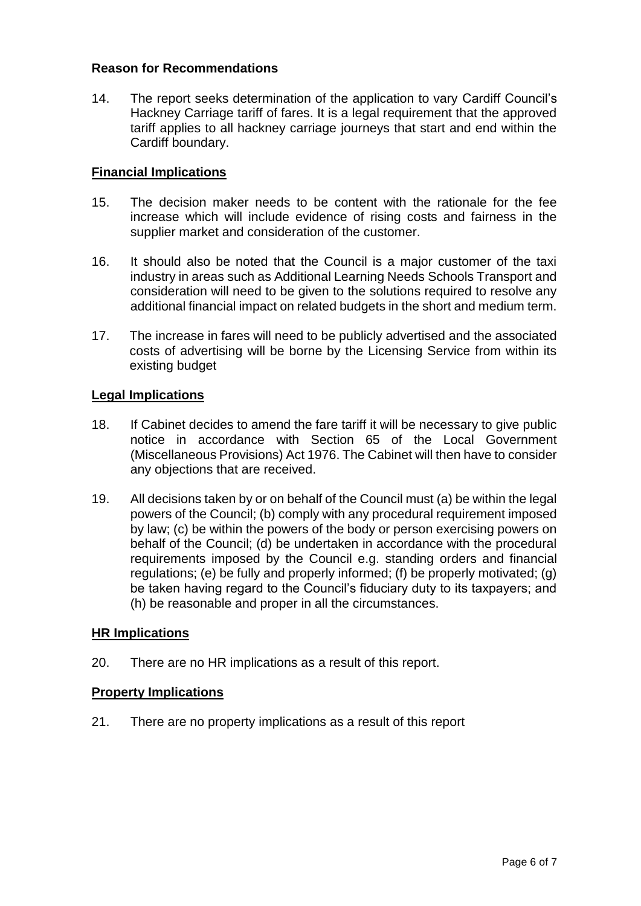**Reason for Recommendations**

14. The report seeks determination of the application to vary Cardiff Council's Hackney Carriage tariff of fares. It is a legal requirement that the approved tariff applies to all hackney carriage journeys that start and end within the Cardiff boundary.

**Financial Implications**

15. The decision maker needs to be content with the rationale for the fee increase which will include evidence of rising costs and fairness in the supplier market and consideration of the customer.

16. It should also be noted that the Council is a major customer of the taxi industry in areas such as Additional Learning Needs Schools Transport and consideration will need to be given to the solutions required to resolve any additional financial impact on related budgets in the short and medium term.

17. The increase in fares will need to be publicly advertised and the associated costs of advertising will be borne by the Licensing Service from within its existing budget

**Legal Implications**

18. If Cabinet decides to amend the fare tariff it will be necessary to give public notice in accordance with Section 65 of the Local Government (Miscellaneous Provisions) Act 1976. The Cabinet will then have to consider any objections that are received.

19. All decisions taken by or on behalf of the Council must (a) be within the legal powers of the Council; (b) comply with any procedural requirement imposed by law; (c) be within the powers of the body or person exercising powers on behalf of the Council; (d) be undertaken in accordance with the procedural requirements imposed by the Council e.g. standing orders and financial regulations; (e) be fully and properly informed; (f) be properly motivated; (g) be taken having regard to the Council's fiduciary duty to its taxpayers; and (h) be reasonable and proper in all the circumstances.

**HR Implications**

20. There are no HR implications as a result of this report.

**Property Implications**

21. There are no property implications as a result of this report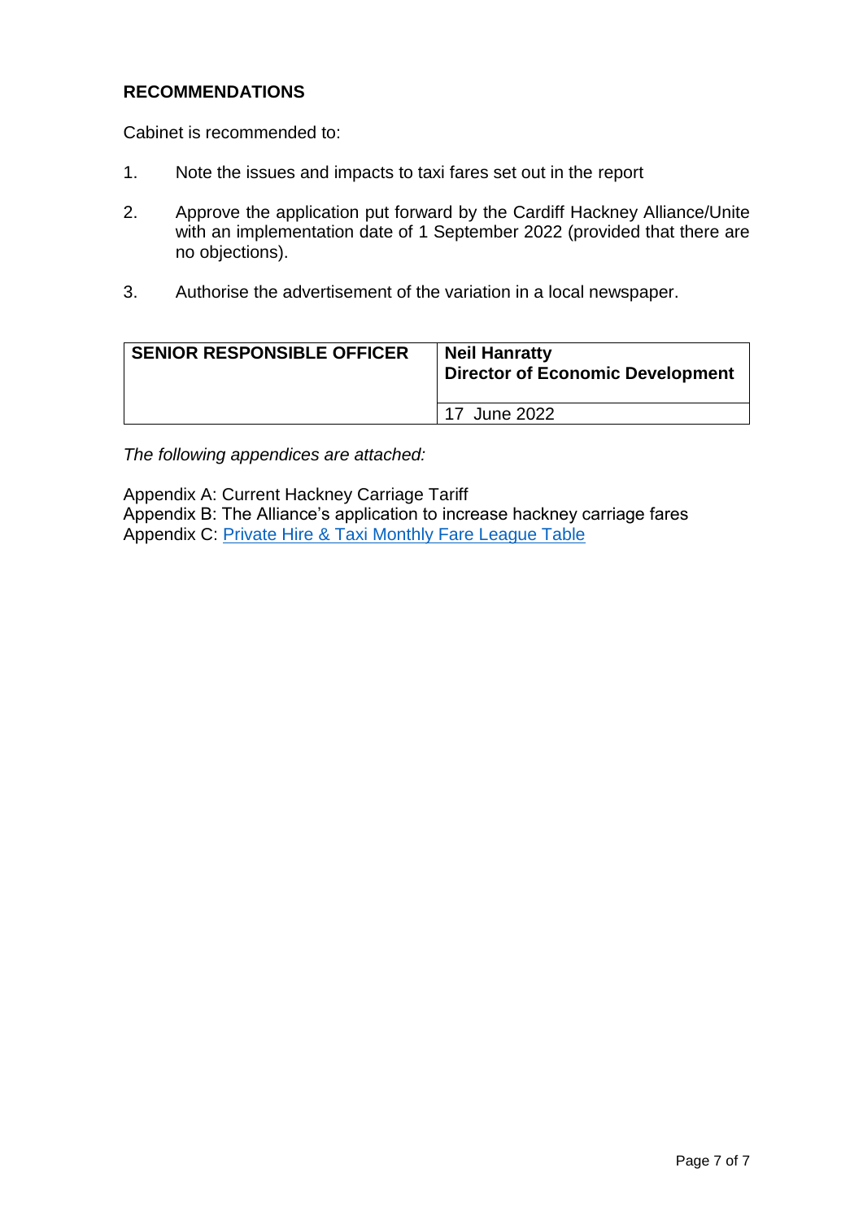## RECOMMENDATIONS

Cabinet is recommended to:

1. Note the issues and impacts to taxi fares set out in the report

2. Approve the application put forward by the Cardiff Hackney Alliance/Unite with an implementation date of 1 September 2022 (provided that there are no objections).

3. Authorise the advertisement of the variation in a local newspaper.

| | |
|---|---|
| **SENIOR RESPONSIBLE OFFICER** | **Neil Hanratty**<br>**Director of Economic Development** |
| | 17 June 2022 |

*The following appendices are attached:*

Appendix A: Current Hackney Carriage Tariff
Appendix B: The Alliance's application to increase hackney carriage fares
Appendix C: Private Hire & Taxi Monthly Fare League Table